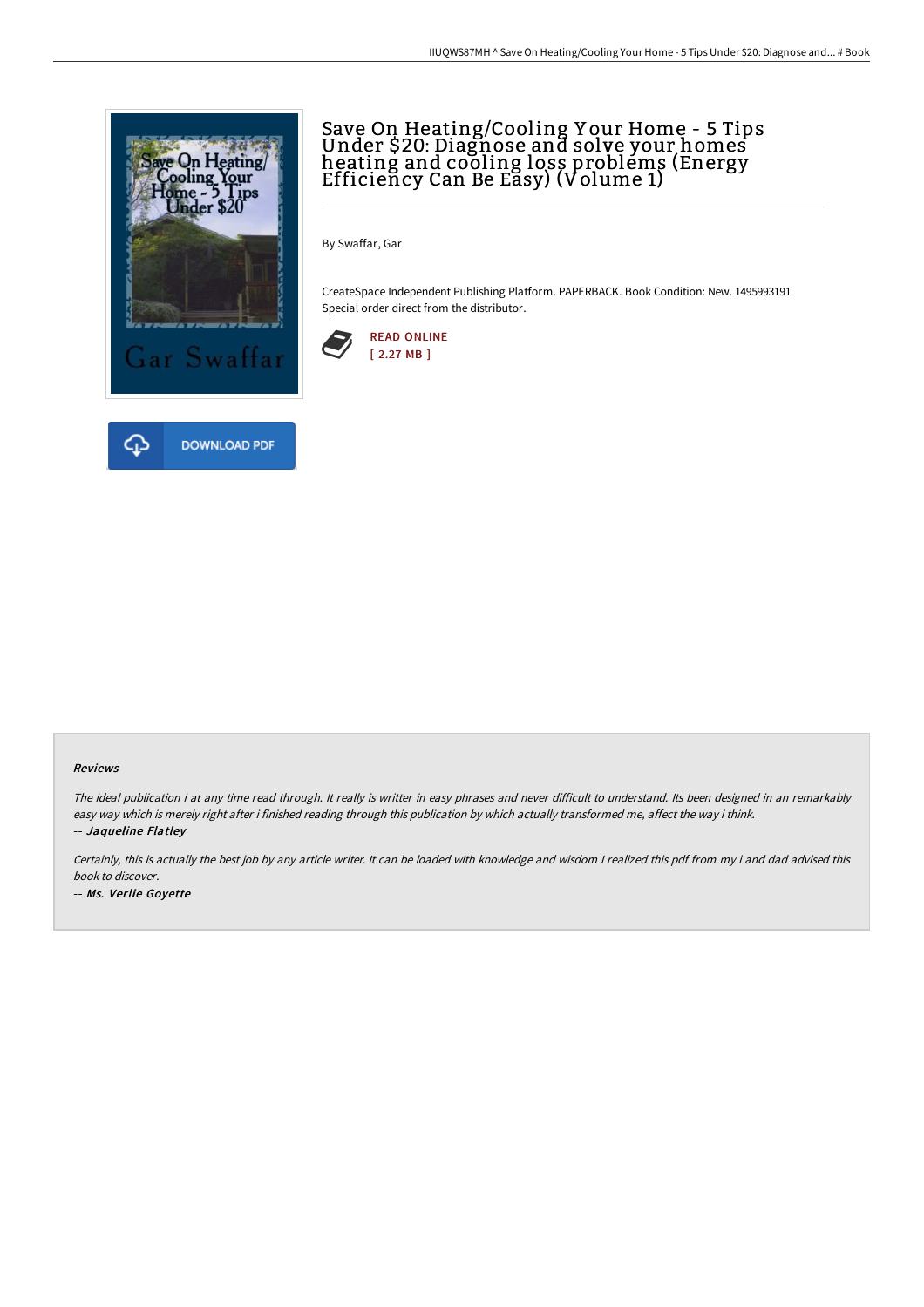# Save On Heating/Cooling Your Home - 5 Tips Under $20: Diagnose and solve your homes heating and cooling loss problems (Energy Efficiency Can Be Easy) (Volume 1)

By Swaffar, Gar

CreateSpace Independent Publishing Platform. PAPERBACK. Book Condition: New. 1495993191 Special order direct from the distributor.

READ ONLINE
[ 2.27 MB ]

DOWNLOAD PDF

### Reviews

*The ideal publication i at any time read through. It really is writter in easy phrases and never difficult to understand. Its been designed in an remarkably easy way which is merely right after i finished reading through this publication by which actually transformed me, affect the way i think.*

*-- Jaqueline Flatley*

*Certainly, this is actually the best job by any article writer. It can be loaded with knowledge and wisdom I realized this pdf from my i and dad advised this book to discover.*

*-- Ms. Verlie Goyette*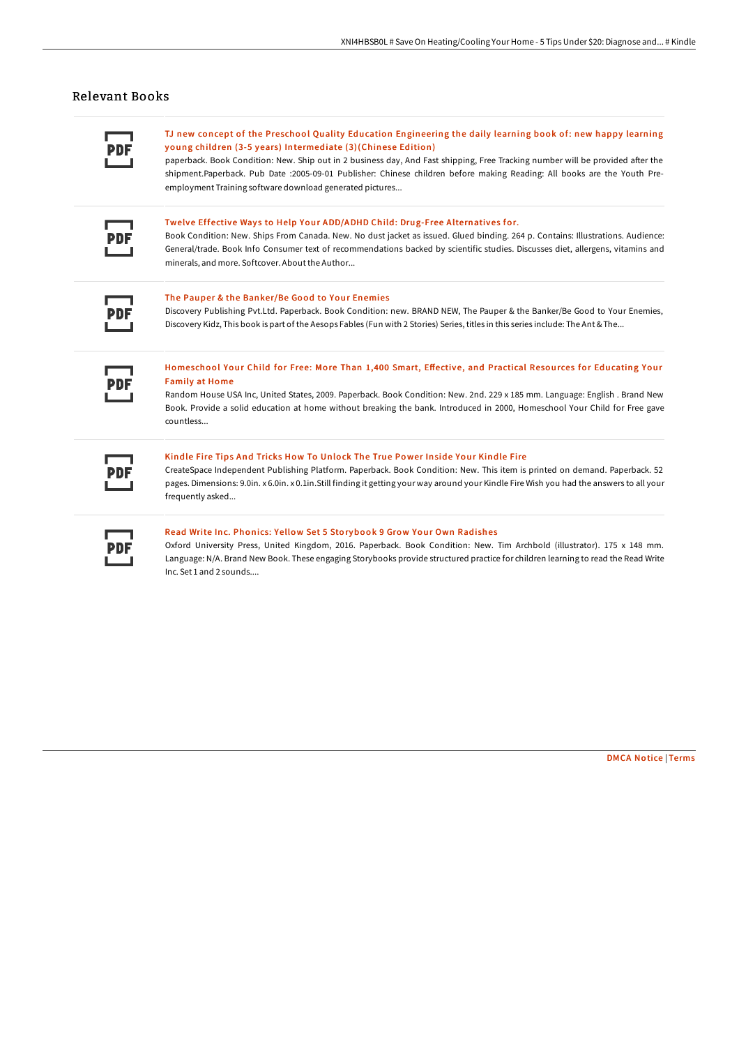## Relevant Books

**TJ new concept of the Preschool Quality Education Engineering the daily learning book of: new happy learning young children (3-5 years) Intermediate (3)(Chinese Edition)**

paperback. Book Condition: New. Ship out in 2 business day, And Fast shipping, Free Tracking number will be provided after the shipment.Paperback. Pub Date :2005-09-01 Publisher: Chinese children before making Reading: All books are the Youth Pre-employment Training software download generated pictures...

**Twelve Effective Ways to Help Your ADD/ADHD Child: Drug-Free Alternatives for.**

Book Condition: New. Ships From Canada. New. No dust jacket as issued. Glued binding. 264 p. Contains: Illustrations. Audience: General/trade. Book Info Consumer text of recommendations backed by scientific studies. Discusses diet, allergens, vitamins and minerals, and more. Softcover. About the Author...

**The Pauper & the Banker/Be Good to Your Enemies**

Discovery Publishing Pvt.Ltd. Paperback. Book Condition: new. BRAND NEW, The Pauper & the Banker/Be Good to Your Enemies, Discovery Kidz, This book is part of the Aesops Fables (Fun with 2 Stories) Series, titles in this series include: The Ant & The...

**Homeschool Your Child for Free: More Than 1,400 Smart, Effective, and Practical Resources for Educating Your Family at Home**

Random House USA Inc, United States, 2009. Paperback. Book Condition: New. 2nd. 229 x 185 mm. Language: English . Brand New Book. Provide a solid education at home without breaking the bank. Introduced in 2000, Homeschool Your Child for Free gave countless...

**Kindle Fire Tips And Tricks How To Unlock The True Power Inside Your Kindle Fire**

CreateSpace Independent Publishing Platform. Paperback. Book Condition: New. This item is printed on demand. Paperback. 52 pages. Dimensions: 9.0in. x 6.0in. x 0.1in.Still finding it getting your way around your Kindle Fire Wish you had the answers to all your frequently asked...

**Read Write Inc. Phonics: Yellow Set 5 Storybook 9 Grow Your Own Radishes**

Oxford University Press, United Kingdom, 2016. Paperback. Book Condition: New. Tim Archbold (illustrator). 175 x 148 mm. Language: N/A. Brand New Book. These engaging Storybooks provide structured practice for children learning to read the Read Write Inc. Set 1 and 2 sounds....

DMCA Notice | Terms